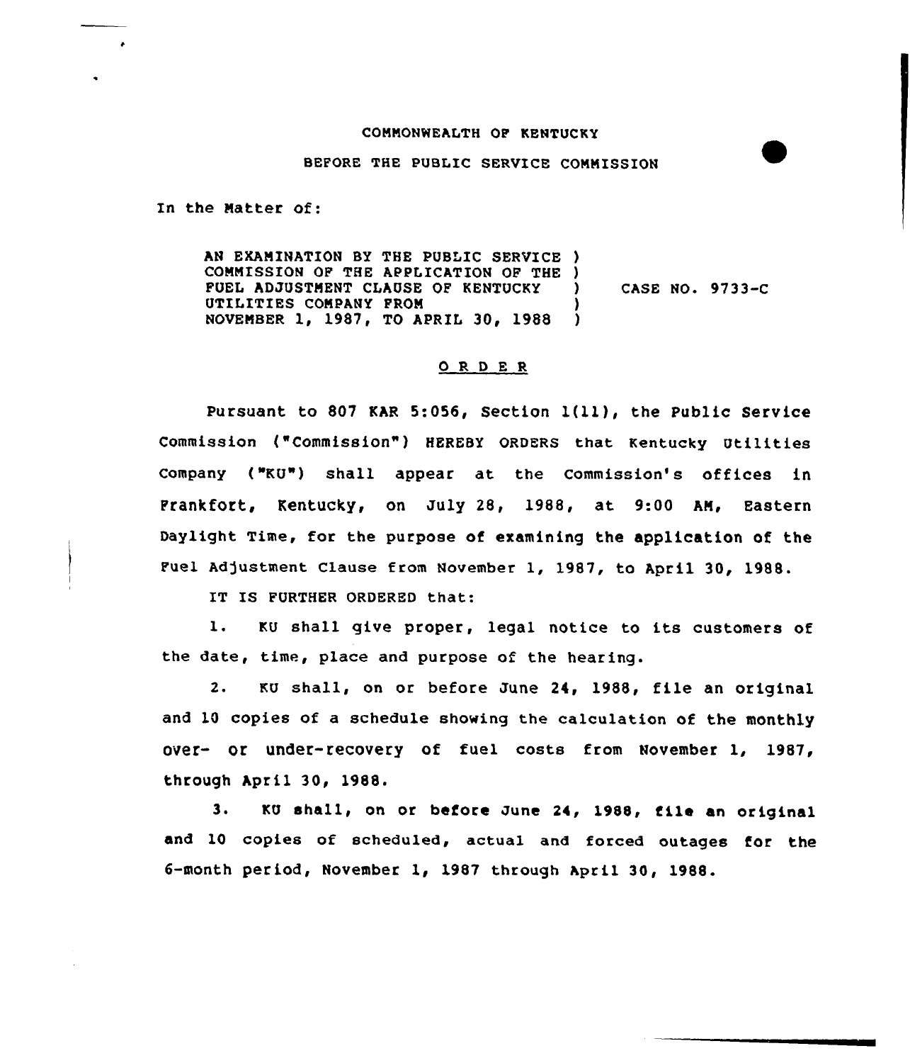COMMONWEALTH OF KENTUCKY

BEFORE THE PUBLIC SERVICE COMMISSION

In the Matter of:

AN EXAMINATION BY THE PUBLIC SERVICE )
COMMISSION OF THE APPLICATION OF THE )
FUEL ADJUSTMENT CLAUSE OF KENTUCKY ) CASE NO. 9733-C
UTILITIES COMPANY FROM )
NOVEMBER 1, 1987, TO APRIL 30, 1988 )

## ORDER

Pursuant to 807 KAR 5:056, Section 1(11), the Public Service Commission ("Commission") HEREBY ORDERS that Kentucky Utilities Company ("KU") shall appear at the Commission's offices in Frankfort, Kentucky, on July 28, 1988, at 9:00 AM, Eastern Daylight Time, for the purpose of examining the application of the Fuel Adjustment Clause from November 1, 1987, to April 30, 1988.

IT IS FURTHER ORDERED that:

1. KU shall give proper, legal notice to its customers of the date, time, place and purpose of the hearing.

2. KU shall, on or before June 24, 1988, file an original and 10 copies of a schedule showing the calculation of the monthly over- or under-recovery of fuel costs from November 1, 1987, through April 30, 1988.

3. KU shall, on or before June 24, 1988, file an original and 10 copies of scheduled, actual and forced outages for the 6-month period, November 1, 1987 through April 30, 1988.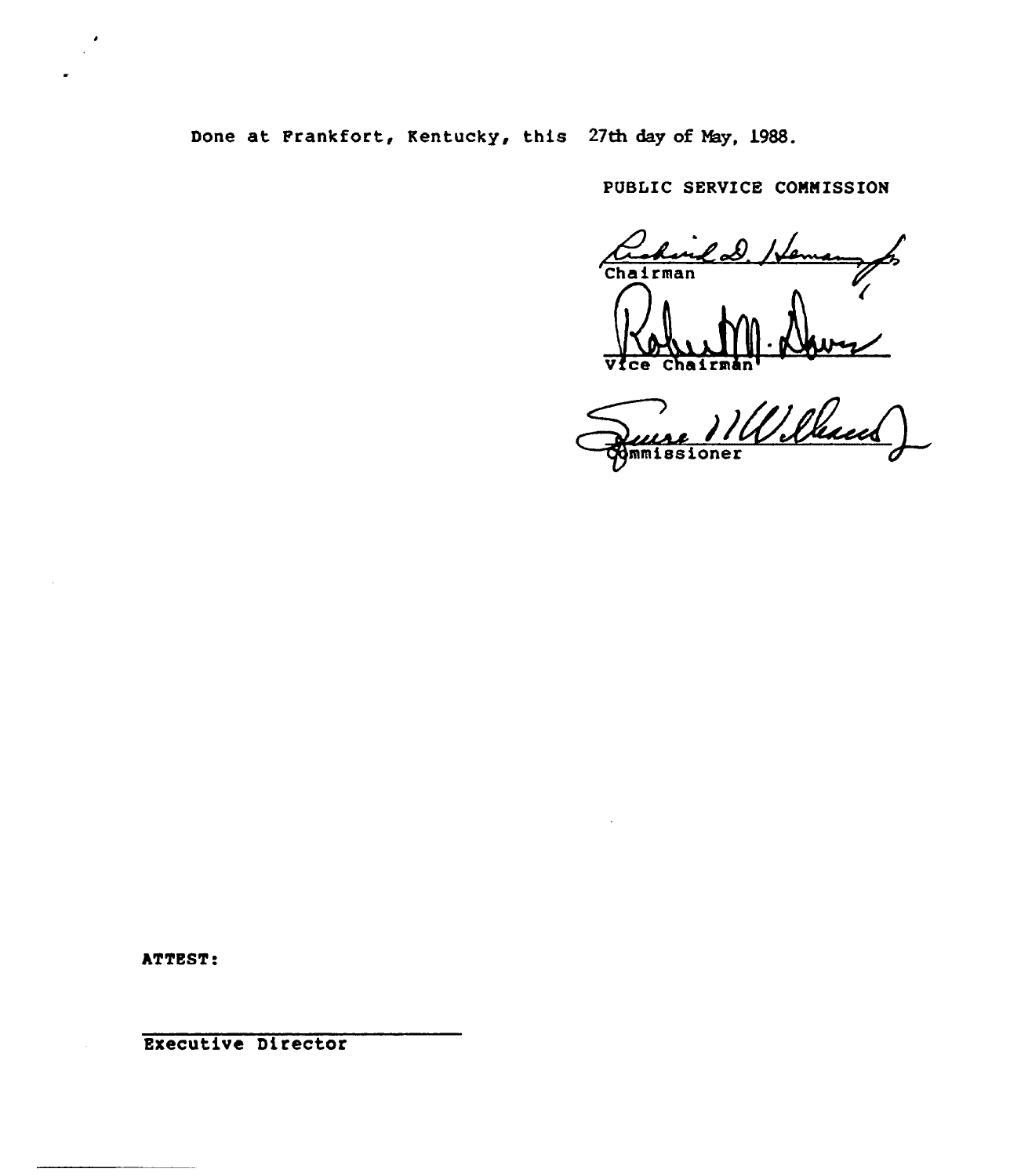Done at Frankfort, Kentucky, this 27th day of May, 1988.

PUBLIC SERVICE COMMISSION

Chairman

Vice Chairman

Commissioner

ATTEST:

Executive Director